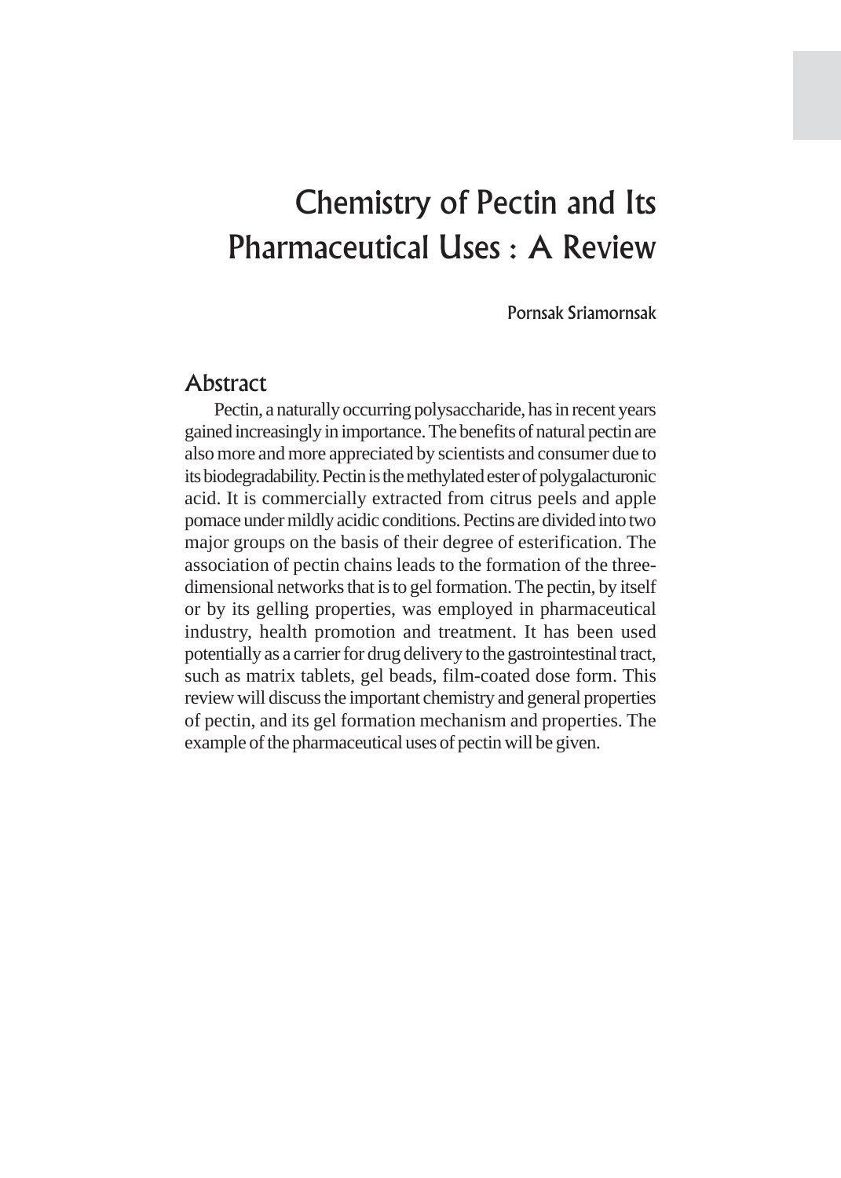# Chemistry of Pectin and Its Pharmaceutical Uses : A Review

Pornsak Sriamornsak

## Abstract

Pectin, a naturally occurring polysaccharide, has in recent years gained increasingly in importance. The benefits of natural pectin are also more and more appreciated by scientists and consumer due to its biodegradability. Pectin is the methylated ester of polygalacturonic acid. It is commercially extracted from citrus peels and apple pomace under mildly acidic conditions. Pectins are divided into two major groups on the basis of their degree of esterification. The association of pectin chains leads to the formation of the three-dimensional networks that is to gel formation. The pectin, by itself or by its gelling properties, was employed in pharmaceutical industry, health promotion and treatment. It has been used potentially as a carrier for drug delivery to the gastrointestinal tract, such as matrix tablets, gel beads, film-coated dose form. This review will discuss the important chemistry and general properties of pectin, and its gel formation mechanism and properties. The example of the pharmaceutical uses of pectin will be given.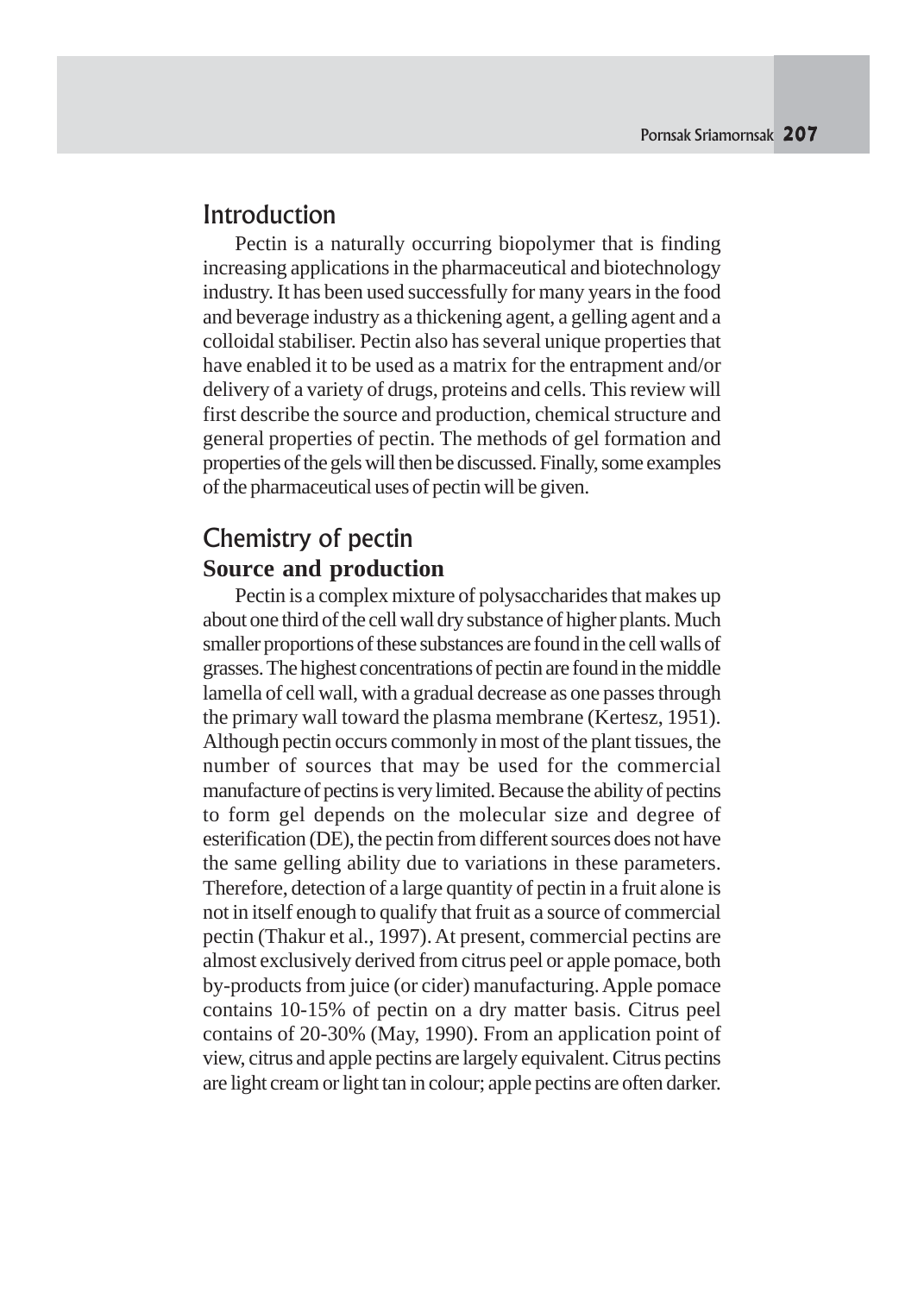## Introduction

Pectin is a naturally occurring biopolymer that is finding increasing applications in the pharmaceutical and biotechnology industry. It has been used successfully for many years in the food and beverage industry as a thickening agent, a gelling agent and a colloidal stabiliser. Pectin also has several unique properties that have enabled it to be used as a matrix for the entrapment and/or delivery of a variety of drugs, proteins and cells. This review will first describe the source and production, chemical structure and general properties of pectin. The methods of gel formation and properties of the gels will then be discussed. Finally, some examples of the pharmaceutical uses of pectin will be given.

## Chemistry of pectin

### Source and production

Pectin is a complex mixture of polysaccharides that makes up about one third of the cell wall dry substance of higher plants. Much smaller proportions of these substances are found in the cell walls of grasses. The highest concentrations of pectin are found in the middle lamella of cell wall, with a gradual decrease as one passes through the primary wall toward the plasma membrane (Kertesz, 1951). Although pectin occurs commonly in most of the plant tissues, the number of sources that may be used for the commercial manufacture of pectins is very limited. Because the ability of pectins to form gel depends on the molecular size and degree of esterification (DE), the pectin from different sources does not have the same gelling ability due to variations in these parameters. Therefore, detection of a large quantity of pectin in a fruit alone is not in itself enough to qualify that fruit as a source of commercial pectin (Thakur et al., 1997). At present, commercial pectins are almost exclusively derived from citrus peel or apple pomace, both by-products from juice (or cider) manufacturing. Apple pomace contains 10-15% of pectin on a dry matter basis. Citrus peel contains of 20-30% (May, 1990). From an application point of view, citrus and apple pectins are largely equivalent. Citrus pectins are light cream or light tan in colour; apple pectins are often darker.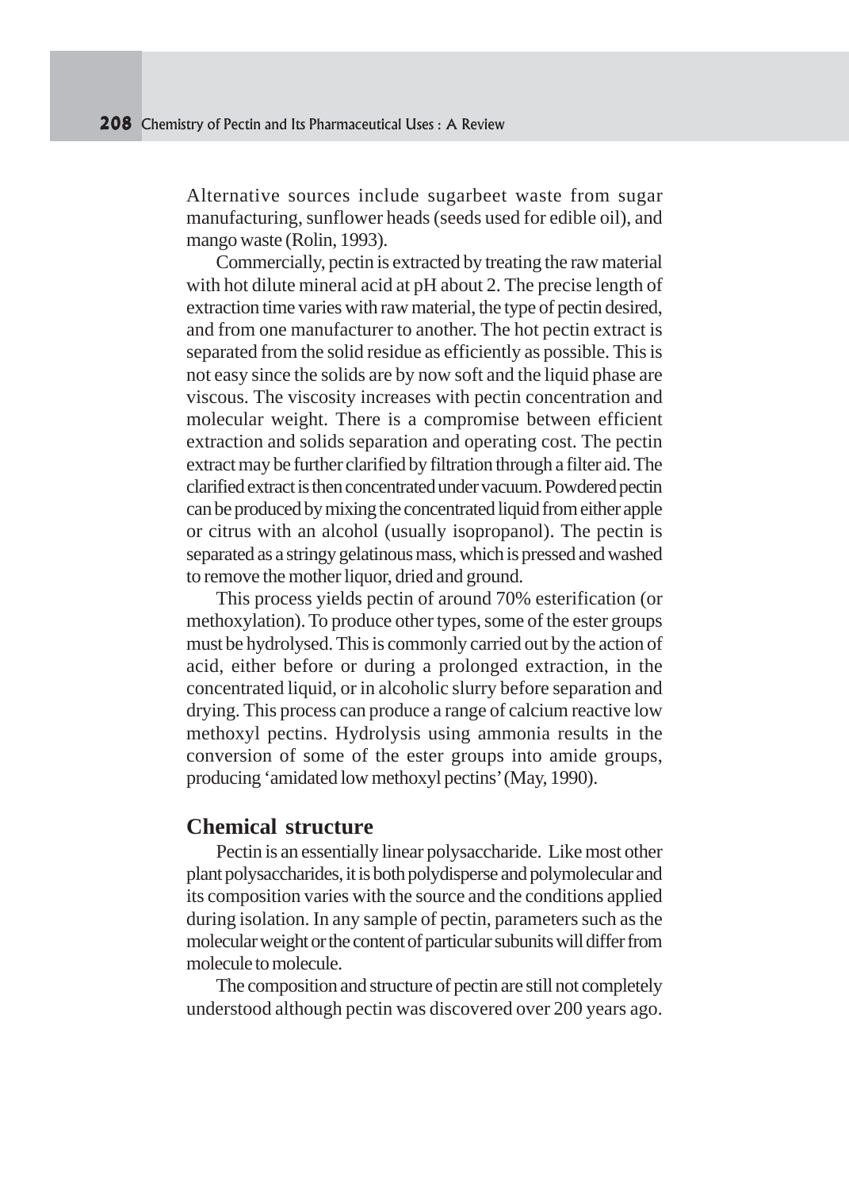Alternative sources include sugarbeet waste from sugar manufacturing, sunflower heads (seeds used for edible oil), and mango waste (Rolin, 1993).

Commercially, pectin is extracted by treating the raw material with hot dilute mineral acid at pH about 2. The precise length of extraction time varies with raw material, the type of pectin desired, and from one manufacturer to another. The hot pectin extract is separated from the solid residue as efficiently as possible. This is not easy since the solids are by now soft and the liquid phase are viscous. The viscosity increases with pectin concentration and molecular weight. There is a compromise between efficient extraction and solids separation and operating cost. The pectin extract may be further clarified by filtration through a filter aid. The clarified extract is then concentrated under vacuum. Powdered pectin can be produced by mixing the concentrated liquid from either apple or citrus with an alcohol (usually isopropanol). The pectin is separated as a stringy gelatinous mass, which is pressed and washed to remove the mother liquor, dried and ground.

This process yields pectin of around 70% esterification (or methoxylation). To produce other types, some of the ester groups must be hydrolysed. This is commonly carried out by the action of acid, either before or during a prolonged extraction, in the concentrated liquid, or in alcoholic slurry before separation and drying. This process can produce a range of calcium reactive low methoxyl pectins. Hydrolysis using ammonia results in the conversion of some of the ester groups into amide groups, producing 'amidated low methoxyl pectins' (May, 1990).

## Chemical structure

Pectin is an essentially linear polysaccharide. Like most other plant polysaccharides, it is both polydisperse and polymolecular and its composition varies with the source and the conditions applied during isolation. In any sample of pectin, parameters such as the molecular weight or the content of particular subunits will differ from molecule to molecule.

The composition and structure of pectin are still not completely understood although pectin was discovered over 200 years ago.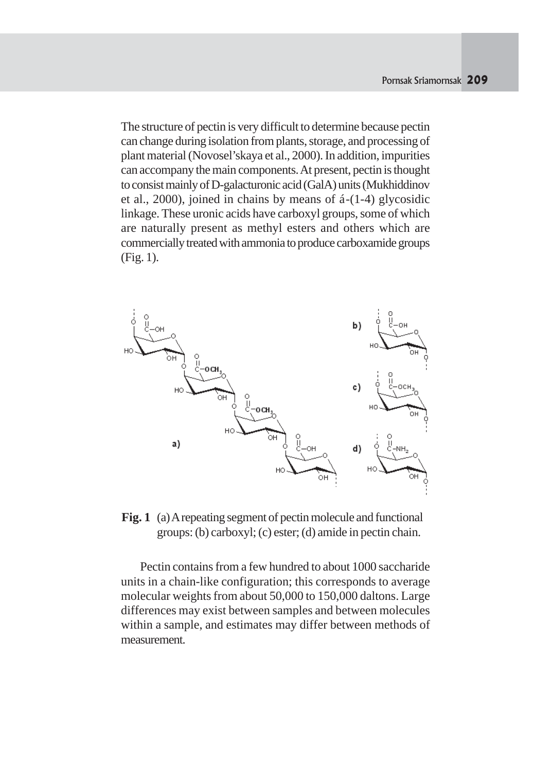The structure of pectin is very difficult to determine because pectin can change during isolation from plants, storage, and processing of plant material (Novosel'skaya et al., 2000). In addition, impurities can accompany the main components. At present, pectin is thought to consist mainly of D-galacturonic acid (GalA) units (Mukhiddinov et al., 2000), joined in chains by means of á-(1-4) glycosidic linkage. These uronic acids have carboxyl groups, some of which are naturally present as methyl esters and others which are commercially treated with ammonia to produce carboxamide groups (Fig. 1).

**Fig. 1** (a) A repeating segment of pectin molecule and functional groups: (b) carboxyl; (c) ester; (d) amide in pectin chain.

Pectin contains from a few hundred to about 1000 saccharide units in a chain-like configuration; this corresponds to average molecular weights from about 50,000 to 150,000 daltons. Large differences may exist between samples and between molecules within a sample, and estimates may differ between methods of measurement.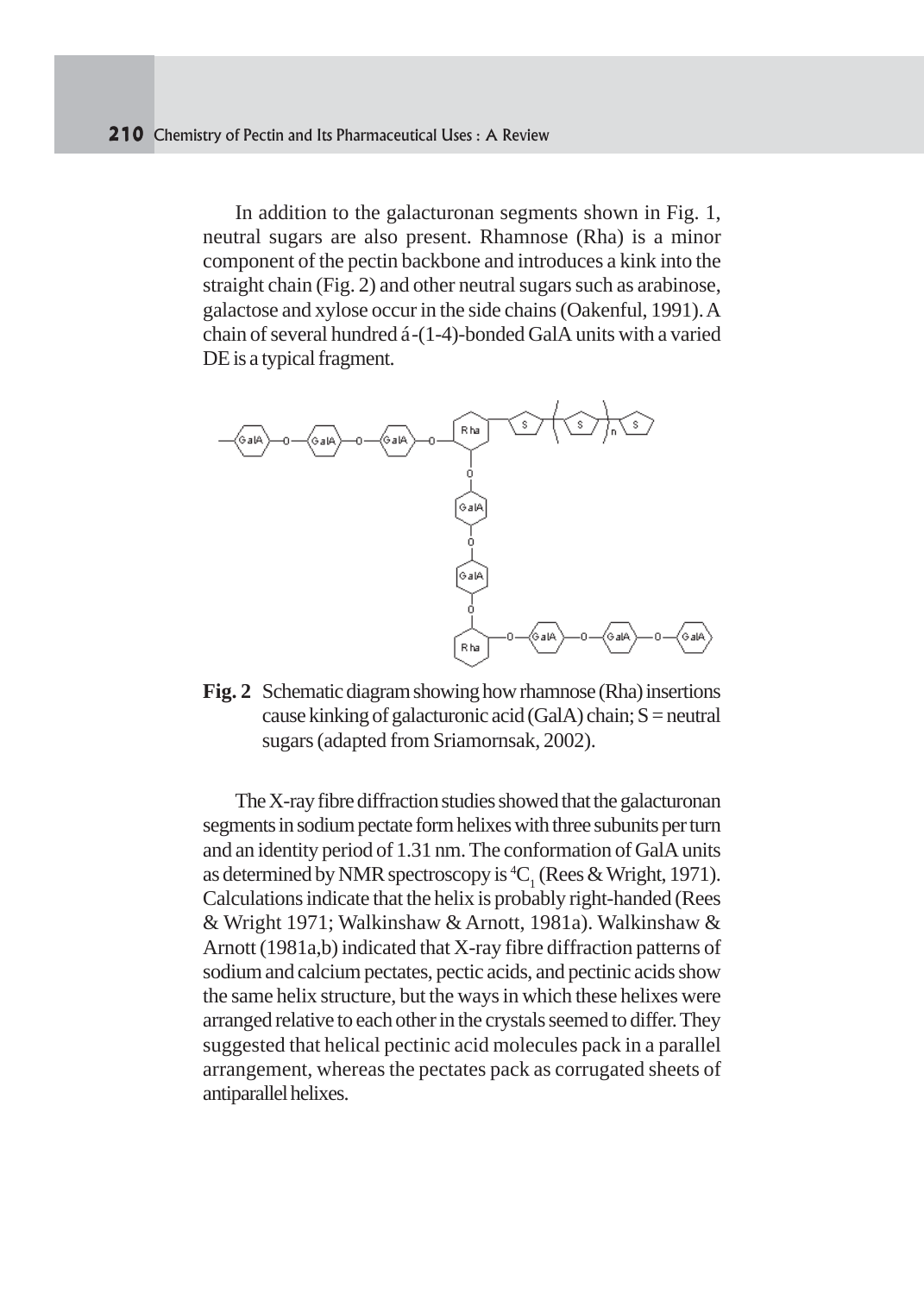In addition to the galacturonan segments shown in Fig. 1, neutral sugars are also present. Rhamnose (Rha) is a minor component of the pectin backbone and introduces a kink into the straight chain (Fig. 2) and other neutral sugars such as arabinose, galactose and xylose occur in the side chains (Oakenful, 1991). A chain of several hundred á-(1-4)-bonded GalA units with a varied DE is a typical fragment.

**Fig. 2** Schematic diagram showing how rhamnose (Rha) insertions cause kinking of galacturonic acid (GalA) chain; S = neutral sugars (adapted from Sriamornsak, 2002).

The X-ray fibre diffraction studies showed that the galacturonan segments in sodium pectate form helixes with three subunits per turn and an identity period of 1.31 nm. The conformation of GalA units as determined by NMR spectroscopy is $^4C_1$ (Rees & Wright, 1971). Calculations indicate that the helix is probably right-handed (Rees & Wright 1971; Walkinshaw & Arnott, 1981a). Walkinshaw & Arnott (1981a,b) indicated that X-ray fibre diffraction patterns of sodium and calcium pectates, pectic acids, and pectinic acids show the same helix structure, but the ways in which these helixes were arranged relative to each other in the crystals seemed to differ. They suggested that helical pectinic acid molecules pack in a parallel arrangement, whereas the pectates pack as corrugated sheets of antiparallel helixes.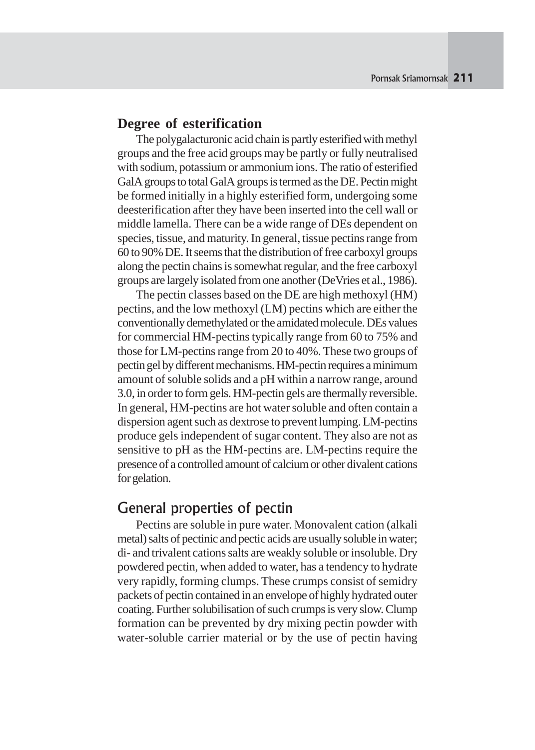## Degree of esterification

The polygalacturonic acid chain is partly esterified with methyl groups and the free acid groups may be partly or fully neutralised with sodium, potassium or ammonium ions. The ratio of esterified GalA groups to total GalA groups is termed as the DE. Pectin might be formed initially in a highly esterified form, undergoing some deesterification after they have been inserted into the cell wall or middle lamella. There can be a wide range of DEs dependent on species, tissue, and maturity. In general, tissue pectins range from 60 to 90% DE. It seems that the distribution of free carboxyl groups along the pectin chains is somewhat regular, and the free carboxyl groups are largely isolated from one another (DeVries et al., 1986).

The pectin classes based on the DE are high methoxyl (HM) pectins, and the low methoxyl (LM) pectins which are either the conventionally demethylated or the amidated molecule. DEs values for commercial HM-pectins typically range from 60 to 75% and those for LM-pectins range from 20 to 40%. These two groups of pectin gel by different mechanisms. HM-pectin requires a minimum amount of soluble solids and a pH within a narrow range, around 3.0, in order to form gels. HM-pectin gels are thermally reversible. In general, HM-pectins are hot water soluble and often contain a dispersion agent such as dextrose to prevent lumping. LM-pectins produce gels independent of sugar content. They also are not as sensitive to pH as the HM-pectins are. LM-pectins require the presence of a controlled amount of calcium or other divalent cations for gelation.

## General properties of pectin

Pectins are soluble in pure water. Monovalent cation (alkali metal) salts of pectinic and pectic acids are usually soluble in water; di- and trivalent cations salts are weakly soluble or insoluble. Dry powdered pectin, when added to water, has a tendency to hydrate very rapidly, forming clumps. These crumps consist of semidry packets of pectin contained in an envelope of highly hydrated outer coating. Further solubilisation of such crumps is very slow. Clump formation can be prevented by dry mixing pectin powder with water-soluble carrier material or by the use of pectin having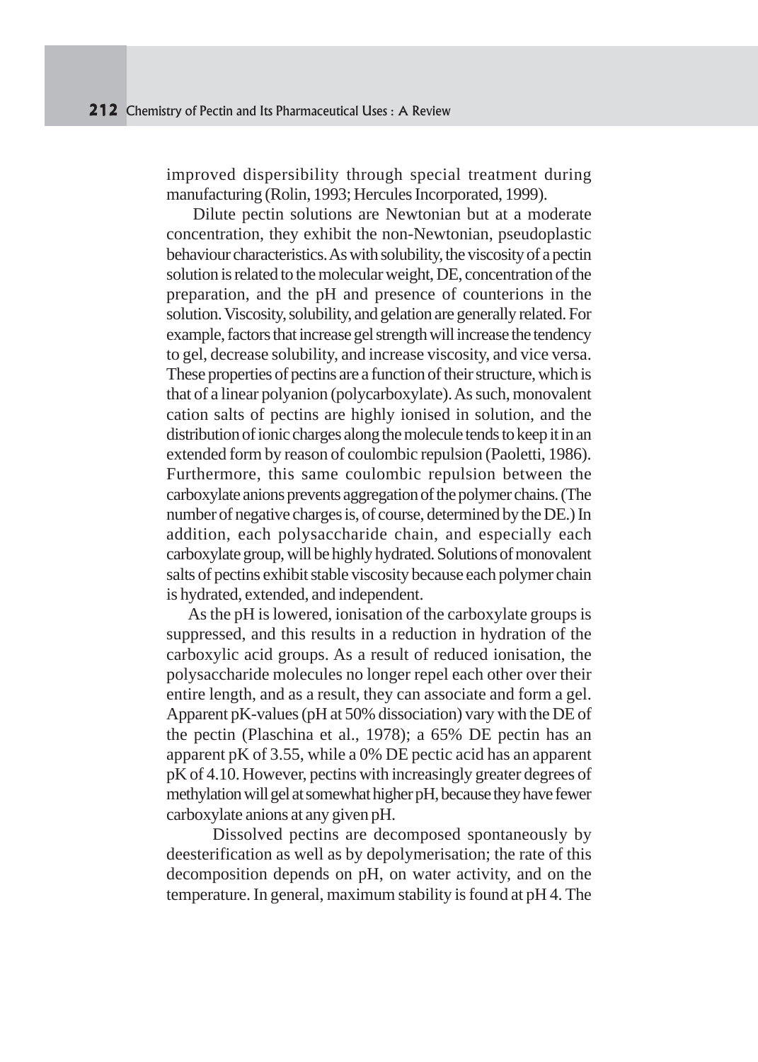improved dispersibility through special treatment during manufacturing (Rolin, 1993; Hercules Incorporated, 1999).

Dilute pectin solutions are Newtonian but at a moderate concentration, they exhibit the non-Newtonian, pseudoplastic behaviour characteristics. As with solubility, the viscosity of a pectin solution is related to the molecular weight, DE, concentration of the preparation, and the pH and presence of counterions in the solution. Viscosity, solubility, and gelation are generally related. For example, factors that increase gel strength will increase the tendency to gel, decrease solubility, and increase viscosity, and vice versa. These properties of pectins are a function of their structure, which is that of a linear polyanion (polycarboxylate). As such, monovalent cation salts of pectins are highly ionised in solution, and the distribution of ionic charges along the molecule tends to keep it in an extended form by reason of coulombic repulsion (Paoletti, 1986). Furthermore, this same coulombic repulsion between the carboxylate anions prevents aggregation of the polymer chains. (The number of negative charges is, of course, determined by the DE.) In addition, each polysaccharide chain, and especially each carboxylate group, will be highly hydrated. Solutions of monovalent salts of pectins exhibit stable viscosity because each polymer chain is hydrated, extended, and independent.

As the pH is lowered, ionisation of the carboxylate groups is suppressed, and this results in a reduction in hydration of the carboxylic acid groups. As a result of reduced ionisation, the polysaccharide molecules no longer repel each other over their entire length, and as a result, they can associate and form a gel. Apparent pK-values (pH at 50% dissociation) vary with the DE of the pectin (Plaschina et al., 1978); a 65% DE pectin has an apparent pK of 3.55, while a 0% DE pectic acid has an apparent pK of 4.10. However, pectins with increasingly greater degrees of methylation will gel at somewhat higher pH, because they have fewer carboxylate anions at any given pH.

Dissolved pectins are decomposed spontaneously by deesterification as well as by depolymerisation; the rate of this decomposition depends on pH, on water activity, and on the temperature. In general, maximum stability is found at pH 4. The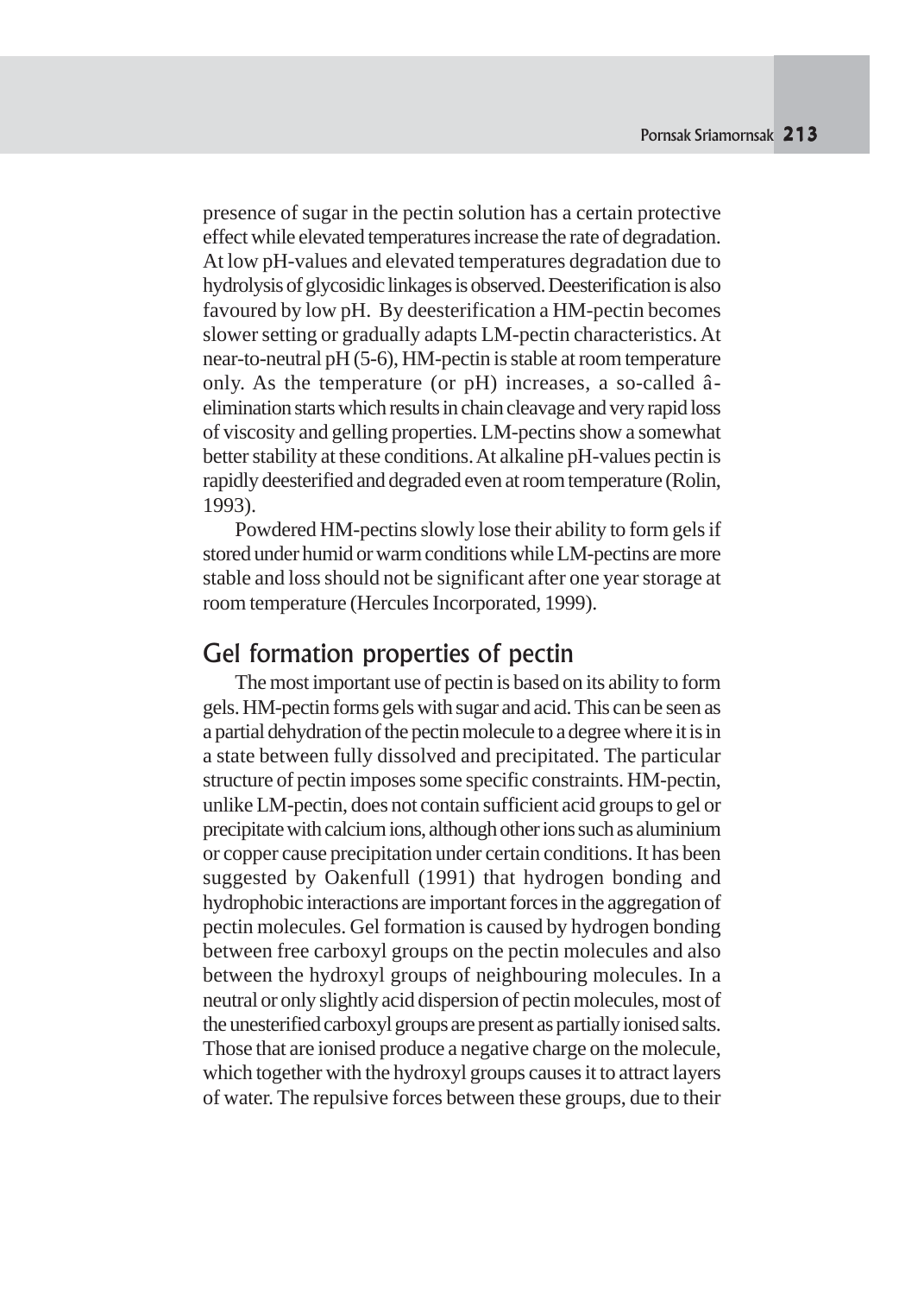presence of sugar in the pectin solution has a certain protective effect while elevated temperatures increase the rate of degradation. At low pH-values and elevated temperatures degradation due to hydrolysis of glycosidic linkages is observed. Deesterification is also favoured by low pH. By deesterification a HM-pectin becomes slower setting or gradually adapts LM-pectin characteristics. At near-to-neutral pH (5-6), HM-pectin is stable at room temperature only. As the temperature (or pH) increases, a so-called â-elimination starts which results in chain cleavage and very rapid loss of viscosity and gelling properties. LM-pectins show a somewhat better stability at these conditions. At alkaline pH-values pectin is rapidly deesterified and degraded even at room temperature (Rolin, 1993).

Powdered HM-pectins slowly lose their ability to form gels if stored under humid or warm conditions while LM-pectins are more stable and loss should not be significant after one year storage at room temperature (Hercules Incorporated, 1999).

## Gel formation properties of pectin

The most important use of pectin is based on its ability to form gels. HM-pectin forms gels with sugar and acid. This can be seen as a partial dehydration of the pectin molecule to a degree where it is in a state between fully dissolved and precipitated. The particular structure of pectin imposes some specific constraints. HM-pectin, unlike LM-pectin, does not contain sufficient acid groups to gel or precipitate with calcium ions, although other ions such as aluminium or copper cause precipitation under certain conditions. It has been suggested by Oakenfull (1991) that hydrogen bonding and hydrophobic interactions are important forces in the aggregation of pectin molecules. Gel formation is caused by hydrogen bonding between free carboxyl groups on the pectin molecules and also between the hydroxyl groups of neighbouring molecules. In a neutral or only slightly acid dispersion of pectin molecules, most of the unesterified carboxyl groups are present as partially ionised salts. Those that are ionised produce a negative charge on the molecule, which together with the hydroxyl groups causes it to attract layers of water. The repulsive forces between these groups, due to their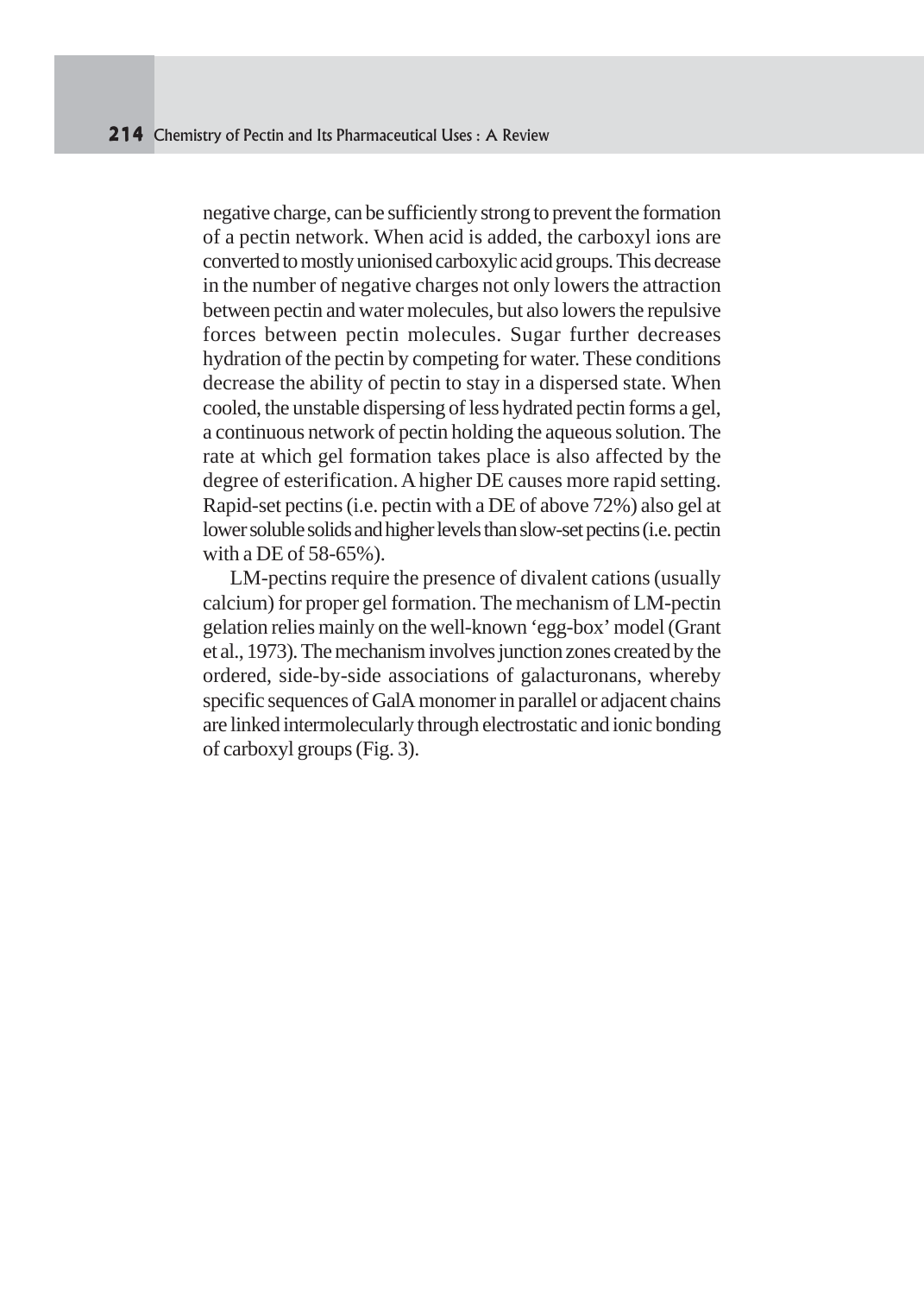negative charge, can be sufficiently strong to prevent the formation of a pectin network. When acid is added, the carboxyl ions are converted to mostly unionised carboxylic acid groups. This decrease in the number of negative charges not only lowers the attraction between pectin and water molecules, but also lowers the repulsive forces between pectin molecules. Sugar further decreases hydration of the pectin by competing for water. These conditions decrease the ability of pectin to stay in a dispersed state. When cooled, the unstable dispersing of less hydrated pectin forms a gel, a continuous network of pectin holding the aqueous solution. The rate at which gel formation takes place is also affected by the degree of esterification. A higher DE causes more rapid setting. Rapid-set pectins (i.e. pectin with a DE of above 72%) also gel at lower soluble solids and higher levels than slow-set pectins (i.e. pectin with a DE of 58-65%).

LM-pectins require the presence of divalent cations (usually calcium) for proper gel formation. The mechanism of LM-pectin gelation relies mainly on the well-known 'egg-box' model (Grant et al., 1973). The mechanism involves junction zones created by the ordered, side-by-side associations of galacturonans, whereby specific sequences of GalA monomer in parallel or adjacent chains are linked intermolecularly through electrostatic and ionic bonding of carboxyl groups (Fig. 3).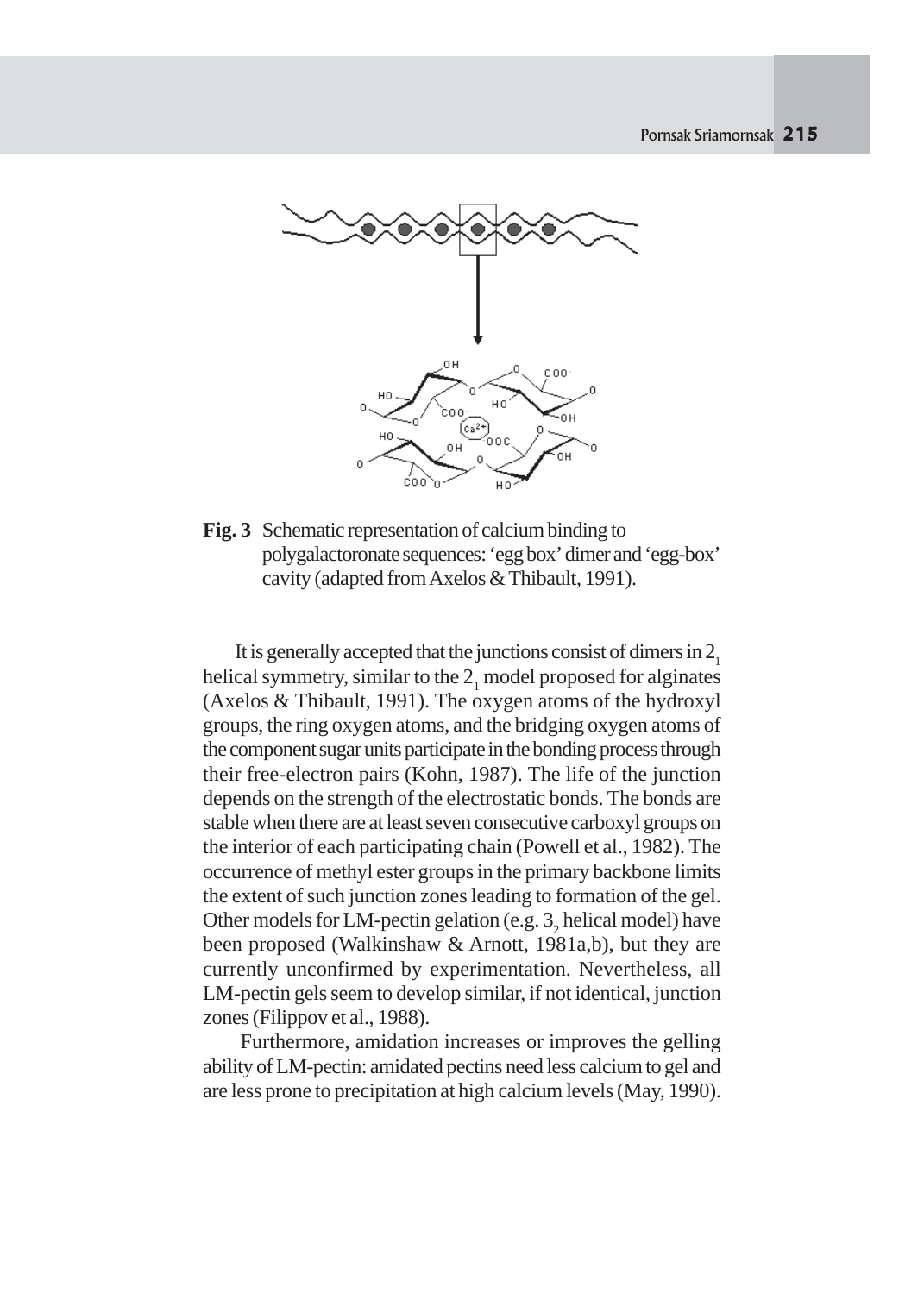**Fig. 3** Schematic representation of calcium binding to polygalactoronate sequences: 'egg box' dimer and 'egg-box' cavity (adapted from Axelos & Thibault, 1991).

It is generally accepted that the junctions consist of dimers in $2_1$ helical symmetry, similar to the $2_1$ model proposed for alginates (Axelos & Thibault, 1991). The oxygen atoms of the hydroxyl groups, the ring oxygen atoms, and the bridging oxygen atoms of the component sugar units participate in the bonding process through their free-electron pairs (Kohn, 1987). The life of the junction depends on the strength of the electrostatic bonds. The bonds are stable when there are at least seven consecutive carboxyl groups on the interior of each participating chain (Powell et al., 1982). The occurrence of methyl ester groups in the primary backbone limits the extent of such junction zones leading to formation of the gel. Other models for LM-pectin gelation (e.g. $3_2$ helical model) have been proposed (Walkinshaw & Arnott, 1981a,b), but they are currently unconfirmed by experimentation. Nevertheless, all LM-pectin gels seem to develop similar, if not identical, junction zones (Filippov et al., 1988).

Furthermore, amidation increases or improves the gelling ability of LM-pectin: amidated pectins need less calcium to gel and are less prone to precipitation at high calcium levels (May, 1990).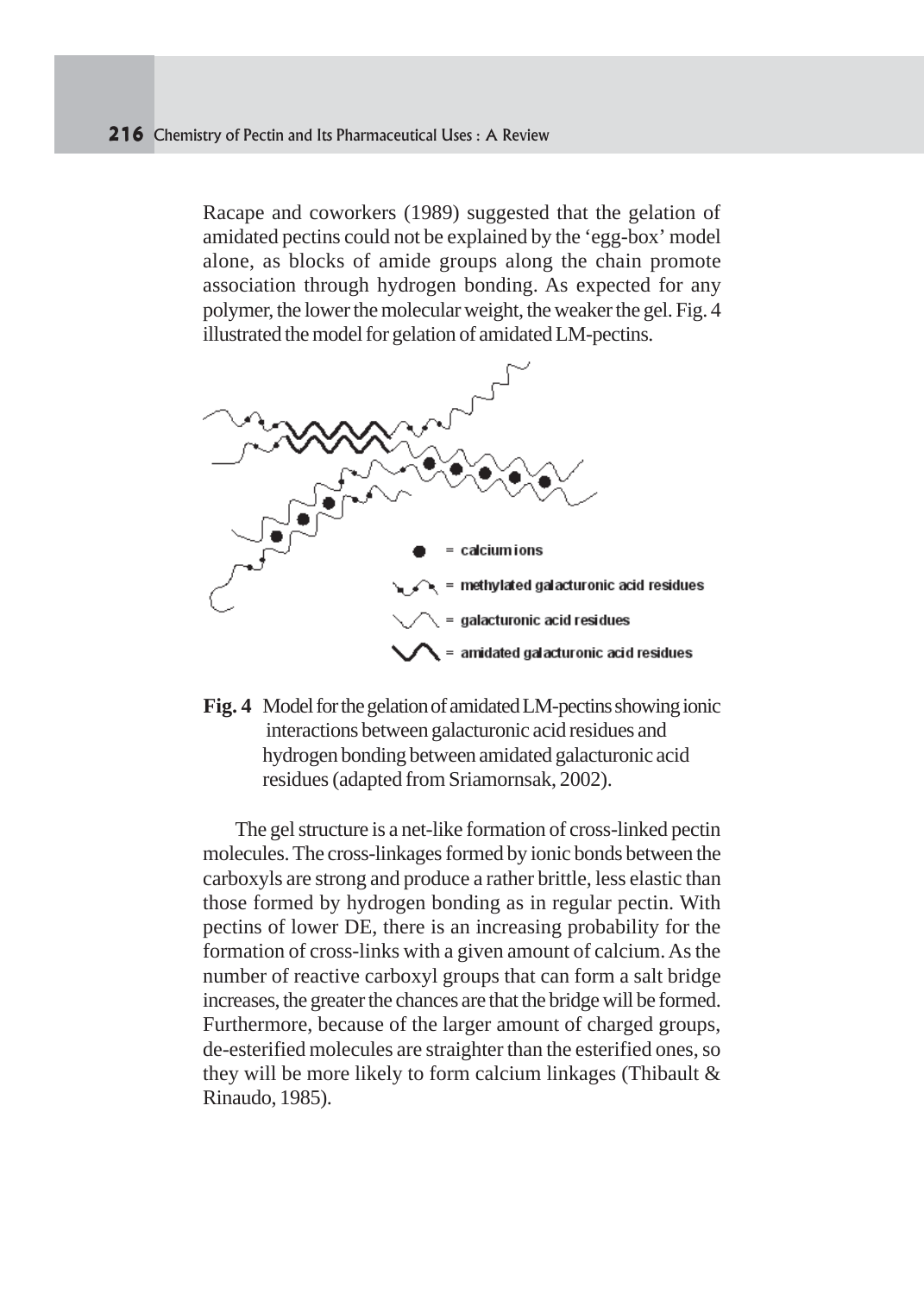Racape and coworkers (1989) suggested that the gelation of amidated pectins could not be explained by the 'egg-box' model alone, as blocks of amide groups along the chain promote association through hydrogen bonding. As expected for any polymer, the lower the molecular weight, the weaker the gel. Fig. 4 illustrated the model for gelation of amidated LM-pectins.

● = calcium ions

= methylated galacturonic acid residues

= galacturonic acid residues

= amidated galacturonic acid residues

**Fig. 4** Model for the gelation of amidated LM-pectins showing ionic interactions between galacturonic acid residues and hydrogen bonding between amidated galacturonic acid residues (adapted from Sriamornsak, 2002).

The gel structure is a net-like formation of cross-linked pectin molecules. The cross-linkages formed by ionic bonds between the carboxyls are strong and produce a rather brittle, less elastic than those formed by hydrogen bonding as in regular pectin. With pectins of lower DE, there is an increasing probability for the formation of cross-links with a given amount of calcium. As the number of reactive carboxyl groups that can form a salt bridge increases, the greater the chances are that the bridge will be formed. Furthermore, because of the larger amount of charged groups, de-esterified molecules are straighter than the esterified ones, so they will be more likely to form calcium linkages (Thibault & Rinaudo, 1985).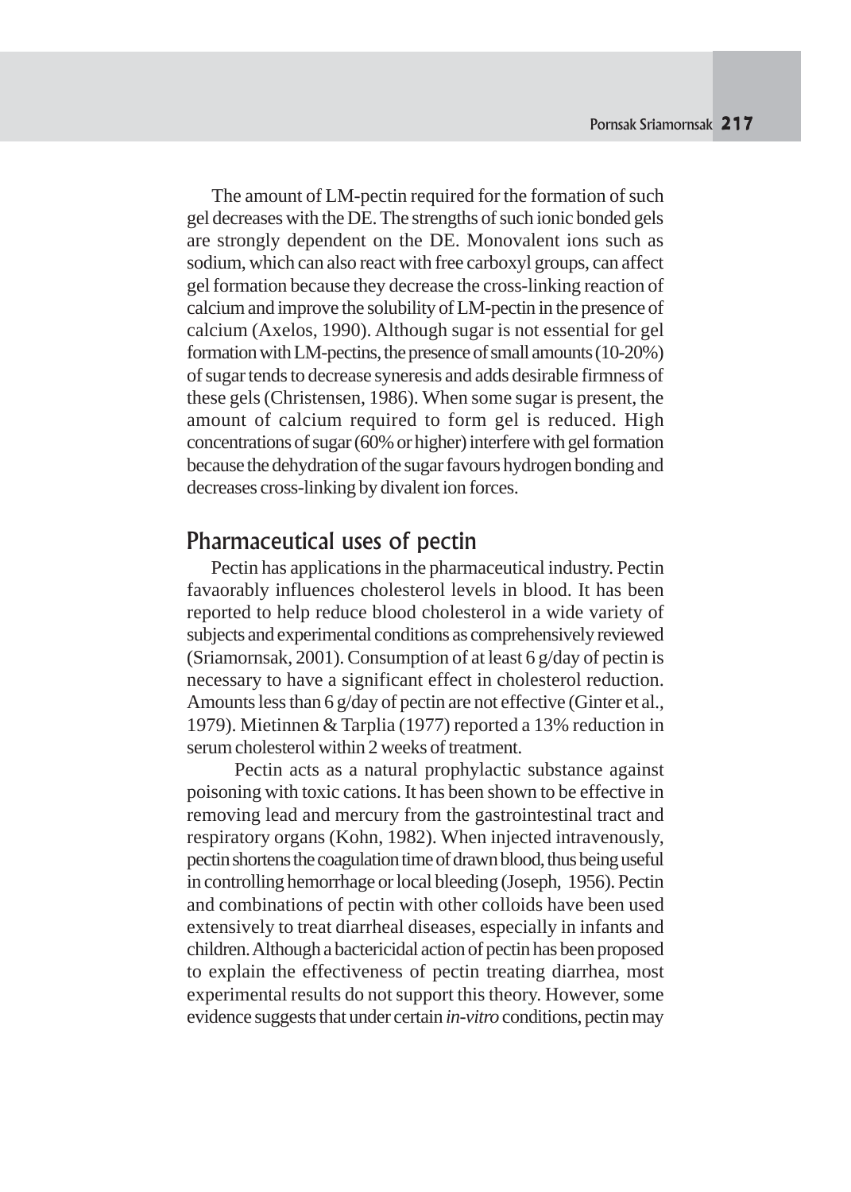The amount of LM-pectin required for the formation of such gel decreases with the DE. The strengths of such ionic bonded gels are strongly dependent on the DE. Monovalent ions such as sodium, which can also react with free carboxyl groups, can affect gel formation because they decrease the cross-linking reaction of calcium and improve the solubility of LM-pectin in the presence of calcium (Axelos, 1990). Although sugar is not essential for gel formation with LM-pectins, the presence of small amounts (10-20%) of sugar tends to decrease syneresis and adds desirable firmness of these gels (Christensen, 1986). When some sugar is present, the amount of calcium required to form gel is reduced. High concentrations of sugar (60% or higher) interfere with gel formation because the dehydration of the sugar favours hydrogen bonding and decreases cross-linking by divalent ion forces.

## Pharmaceutical uses of pectin

Pectin has applications in the pharmaceutical industry. Pectin favaorably influences cholesterol levels in blood. It has been reported to help reduce blood cholesterol in a wide variety of subjects and experimental conditions as comprehensively reviewed (Sriamornsak, 2001). Consumption of at least 6 g/day of pectin is necessary to have a significant effect in cholesterol reduction. Amounts less than 6 g/day of pectin are not effective (Ginter et al., 1979). Mietinnen & Tarplia (1977) reported a 13% reduction in serum cholesterol within 2 weeks of treatment.

Pectin acts as a natural prophylactic substance against poisoning with toxic cations. It has been shown to be effective in removing lead and mercury from the gastrointestinal tract and respiratory organs (Kohn, 1982). When injected intravenously, pectin shortens the coagulation time of drawn blood, thus being useful in controlling hemorrhage or local bleeding (Joseph, 1956). Pectin and combinations of pectin with other colloids have been used extensively to treat diarrheal diseases, especially in infants and children. Although a bactericidal action of pectin has been proposed to explain the effectiveness of pectin treating diarrhea, most experimental results do not support this theory. However, some evidence suggests that under certain *in-vitro* conditions, pectin may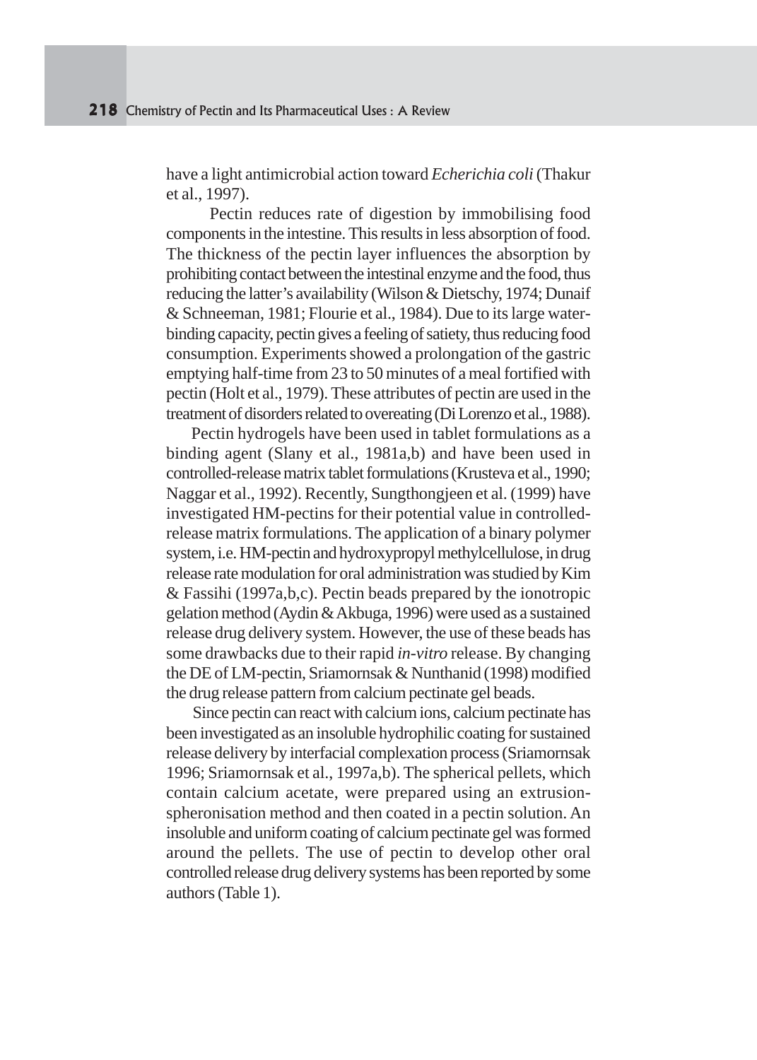have a light antimicrobial action toward *Echerichia coli* (Thakur et al., 1997).

Pectin reduces rate of digestion by immobilising food components in the intestine. This results in less absorption of food. The thickness of the pectin layer influences the absorption by prohibiting contact between the intestinal enzyme and the food, thus reducing the latter's availability (Wilson & Dietschy, 1974; Dunaif & Schneeman, 1981; Flourie et al., 1984). Due to its large water-binding capacity, pectin gives a feeling of satiety, thus reducing food consumption. Experiments showed a prolongation of the gastric emptying half-time from 23 to 50 minutes of a meal fortified with pectin (Holt et al., 1979). These attributes of pectin are used in the treatment of disorders related to overeating (Di Lorenzo et al., 1988).

Pectin hydrogels have been used in tablet formulations as a binding agent (Slany et al., 1981a,b) and have been used in controlled-release matrix tablet formulations (Krusteva et al., 1990; Naggar et al., 1992). Recently, Sungthongjeen et al. (1999) have investigated HM-pectins for their potential value in controlled-release matrix formulations. The application of a binary polymer system, i.e. HM-pectin and hydroxypropyl methylcellulose, in drug release rate modulation for oral administration was studied by Kim & Fassihi (1997a,b,c). Pectin beads prepared by the ionotropic gelation method (Aydin & Akbuga, 1996) were used as a sustained release drug delivery system. However, the use of these beads has some drawbacks due to their rapid *in-vitro* release. By changing the DE of LM-pectin, Sriamornsak & Nunthanid (1998) modified the drug release pattern from calcium pectinate gel beads.

Since pectin can react with calcium ions, calcium pectinate has been investigated as an insoluble hydrophilic coating for sustained release delivery by interfacial complexation process (Sriamornsak 1996; Sriamornsak et al., 1997a,b). The spherical pellets, which contain calcium acetate, were prepared using an extrusion-spheronisation method and then coated in a pectin solution. An insoluble and uniform coating of calcium pectinate gel was formed around the pellets. The use of pectin to develop other oral controlled release drug delivery systems has been reported by some authors (Table 1).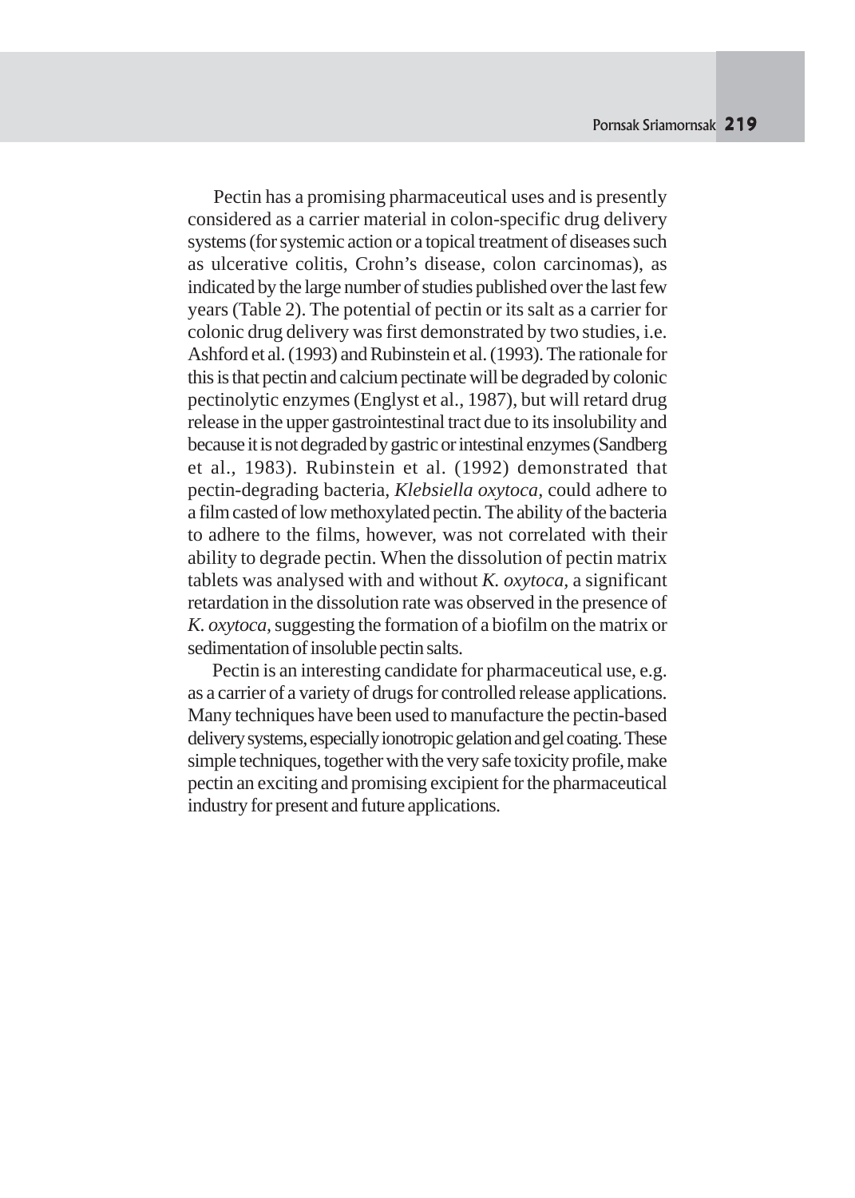Pectin has a promising pharmaceutical uses and is presently considered as a carrier material in colon-specific drug delivery systems (for systemic action or a topical treatment of diseases such as ulcerative colitis, Crohn's disease, colon carcinomas), as indicated by the large number of studies published over the last few years (Table 2). The potential of pectin or its salt as a carrier for colonic drug delivery was first demonstrated by two studies, i.e. Ashford et al. (1993) and Rubinstein et al. (1993). The rationale for this is that pectin and calcium pectinate will be degraded by colonic pectinolytic enzymes (Englyst et al., 1987), but will retard drug release in the upper gastrointestinal tract due to its insolubility and because it is not degraded by gastric or intestinal enzymes (Sandberg et al., 1983). Rubinstein et al. (1992) demonstrated that pectin-degrading bacteria, *Klebsiella oxytoca*, could adhere to a film casted of low methoxylated pectin. The ability of the bacteria to adhere to the films, however, was not correlated with their ability to degrade pectin. When the dissolution of pectin matrix tablets was analysed with and without *K. oxytoca*, a significant retardation in the dissolution rate was observed in the presence of *K. oxytoca*, suggesting the formation of a biofilm on the matrix or sedimentation of insoluble pectin salts.

Pectin is an interesting candidate for pharmaceutical use, e.g. as a carrier of a variety of drugs for controlled release applications. Many techniques have been used to manufacture the pectin-based delivery systems, especially ionotropic gelation and gel coating. These simple techniques, together with the very safe toxicity profile, make pectin an exciting and promising excipient for the pharmaceutical industry for present and future applications.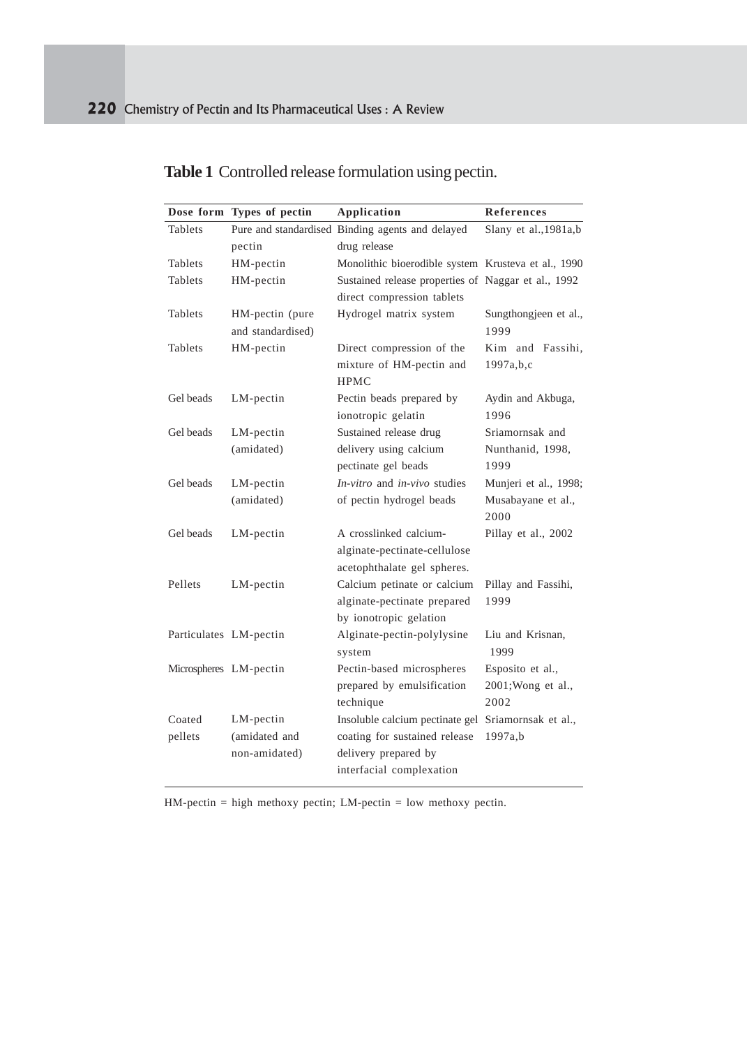**Table 1** Controlled release formulation using pectin.

| Dose form | Types of pectin | Application | References |
|---|---|---|---|
| Tablets | Pure and standardised pectin | Binding agents and delayed drug release | Slany et al.,1981a,b |
| Tablets | HM-pectin | Monolithic bioerodible system | Krusteva et al., 1990 |
| Tablets | HM-pectin | Sustained release properties of direct compression tablets | Naggar et al., 1992 |
| Tablets | HM-pectin (pure and standardised) | Hydrogel matrix system | Sungthongjeen et al., 1999 |
| Tablets | HM-pectin | Direct compression of the mixture of HM-pectin and HPMC | Kim and Fassihi, 1997a,b,c |
| Gel beads | LM-pectin | Pectin beads prepared by ionotropic gelatin | Aydin and Akbuga, 1996 |
| Gel beads | LM-pectin (amidated) | Sustained release drug delivery using calcium pectinate gel beads | Sriamornsak and Nunthanid, 1998, 1999 |
| Gel beads | LM-pectin (amidated) | *In-vitro* and *in-vivo* studies of pectin hydrogel beads | Munjeri et al., 1998; Musabayane et al., 2000 |
| Gel beads | LM-pectin | A crosslinked calcium-alginate-pectinate-cellulose acetophthalate gel spheres. | Pillay et al., 2002 |
| Pellets | LM-pectin | Calcium petinate or calcium alginate-pectinate prepared by ionotropic gelation | Pillay and Fassihi, 1999 |
| Particulates | LM-pectin | Alginate-pectin-polylysine system | Liu and Krisnan, 1999 |
| Microspheres | LM-pectin | Pectin-based microspheres prepared by emulsification technique | Esposito et al., 2001;Wong et al., 2002 |
| Coated pellets | LM-pectin (amidated and non-amidated) | Insoluble calcium pectinate gel coating for sustained release delivery prepared by interfacial complexation | Sriamornsak et al., 1997a,b |

HM-pectin = high methoxy pectin; LM-pectin = low methoxy pectin.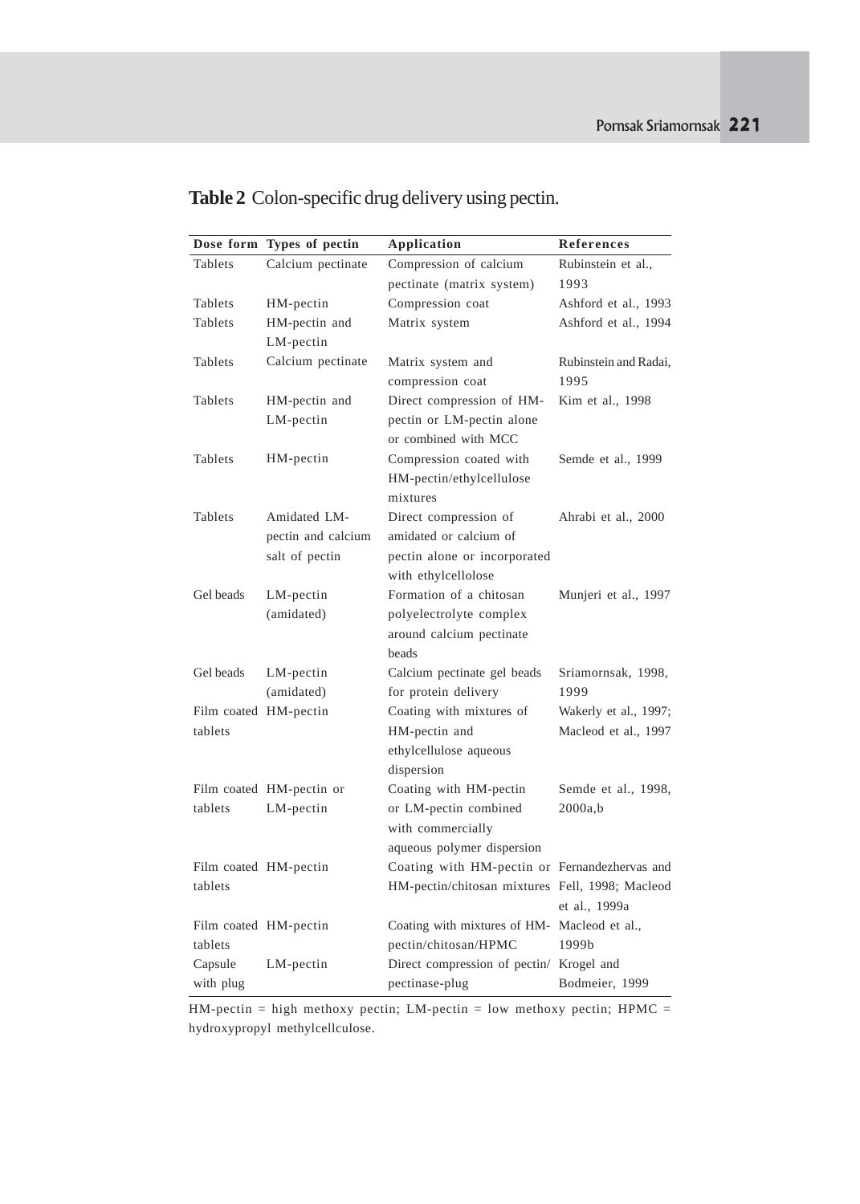**Table 2** Colon-specific drug delivery using pectin.

| Dose form | Types of pectin | Application | References |
|---|---|---|---|
| Tablets | Calcium pectinate | Compression of calcium pectinate (matrix system) | Rubinstein et al., 1993 |
| Tablets | HM-pectin | Compression coat | Ashford et al., 1993 |
| Tablets | HM-pectin and LM-pectin | Matrix system | Ashford et al., 1994 |
| Tablets | Calcium pectinate | Matrix system and compression coat | Rubinstein and Radai, 1995 |
| Tablets | HM-pectin and LM-pectin | Direct compression of HM-pectin or LM-pectin alone or combined with MCC | Kim et al., 1998 |
| Tablets | HM-pectin | Compression coated with HM-pectin/ethylcellulose mixtures | Semde et al., 1999 |
| Tablets | Amidated LM-pectin and calcium salt of pectin | Direct compression of amidated or calcium of pectin alone or incorporated with ethylcellolose | Ahrabi et al., 2000 |
| Gel beads | LM-pectin (amidated) | Formation of a chitosan polyelectrolyte complex around calcium pectinate beads | Munjeri et al., 1997 |
| Gel beads | LM-pectin (amidated) | Calcium pectinate gel beads for protein delivery | Sriamornsak, 1998, 1999 |
| Film coated tablets | HM-pectin | Coating with mixtures of HM-pectin and ethylcellulose aqueous dispersion | Wakerly et al., 1997; Macleod et al., 1997 |
| Film coated tablets | HM-pectin or LM-pectin | Coating with HM-pectin or LM-pectin combined with commercially aqueous polymer dispersion | Semde et al., 1998, 2000a,b |
| Film coated tablets | HM-pectin | Coating with HM-pectin or HM-pectin/chitosan mixtures | Fernandezhervas and Fell, 1998; Macleod et al., 1999a |
| Film coated tablets | HM-pectin | Coating with mixtures of HM-pectin/chitosan/HPMC | Macleod et al., 1999b |
| Capsule with plug | LM-pectin | Direct compression of pectin/pectinase-plug | Krogel and Bodmeier, 1999 |

HM-pectin = high methoxy pectin; LM-pectin = low methoxy pectin; HPMC = hydroxypropyl methylcellculose.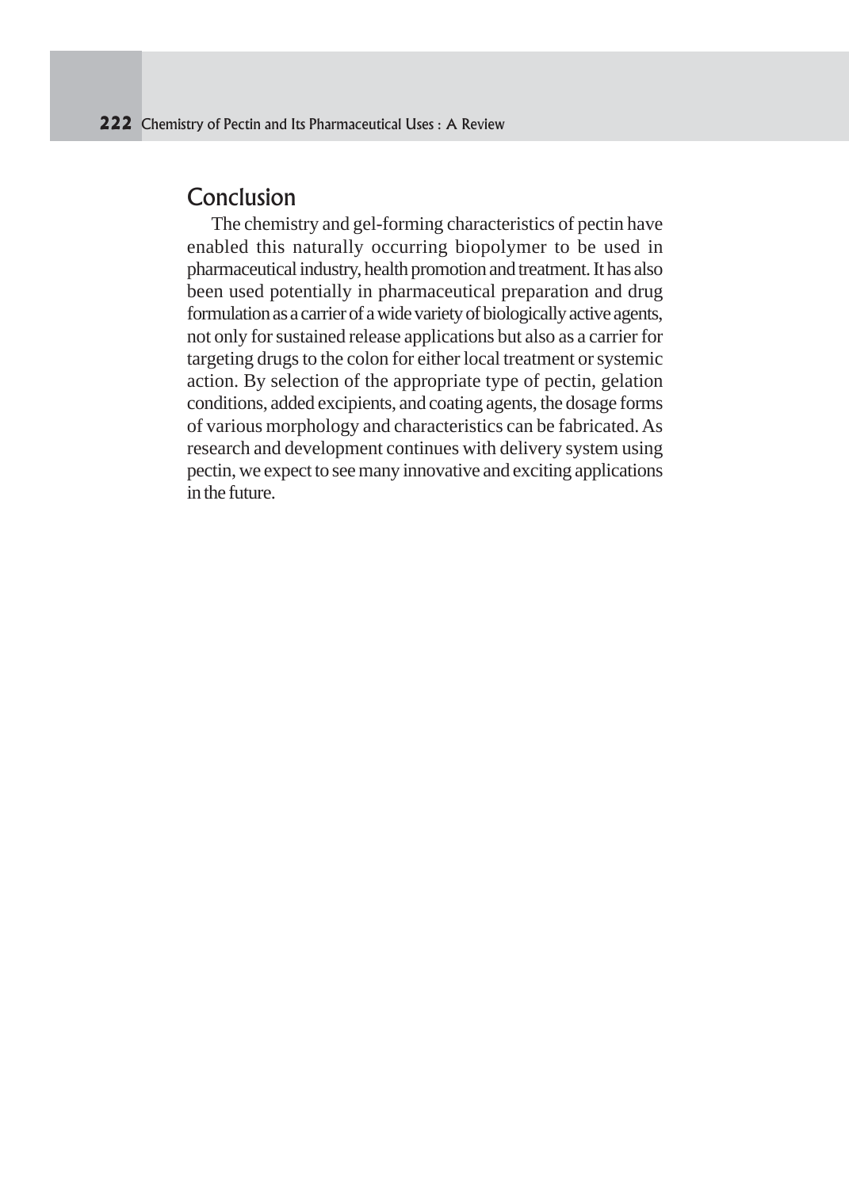## Conclusion

The chemistry and gel-forming characteristics of pectin have enabled this naturally occurring biopolymer to be used in pharmaceutical industry, health promotion and treatment. It has also been used potentially in pharmaceutical preparation and drug formulation as a carrier of a wide variety of biologically active agents, not only for sustained release applications but also as a carrier for targeting drugs to the colon for either local treatment or systemic action. By selection of the appropriate type of pectin, gelation conditions, added excipients, and coating agents, the dosage forms of various morphology and characteristics can be fabricated. As research and development continues with delivery system using pectin, we expect to see many innovative and exciting applications in the future.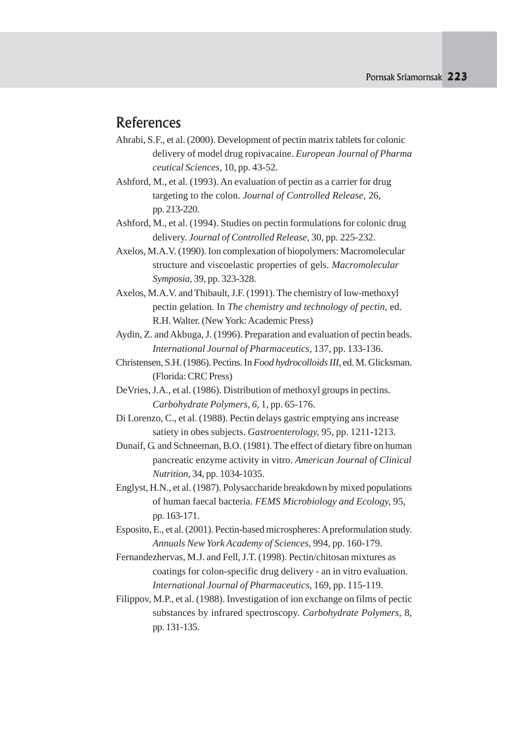## References

Ahrabi, S.F., et al. (2000). Development of pectin matrix tablets for colonic delivery of model drug ropivacaine. *European Journal of Pharma ceutical Sciences*, 10, pp. 43-52.

Ashford, M., et al. (1993). An evaluation of pectin as a carrier for drug targeting to the colon. *Journal of Controlled Release,* 26, pp. 213-220.

Ashford, M., et al. (1994). Studies on pectin formulations for colonic drug delivery. *Journal of Controlled Release,* 30, pp. 225-232.

Axelos, M.A.V. (1990). Ion complexation of biopolymers: Macromolecular structure and viscoelastic properties of gels. *Macromolecular Symposia,* 39, pp. 323-328.

Axelos, M.A.V. and Thibault, J.F. (1991). The chemistry of low-methoxyl pectin gelation. In *The chemistry and technology of pectin,* ed. R.H. Walter. (New York: Academic Press)

Aydin, Z. and Akbuga, J. (1996). Preparation and evaluation of pectin beads. *International Journal of Pharmaceutics,* 137, pp. 133-136.

Christensen, S.H. (1986). Pectins. In *Food hydrocolloids III,* ed. M. Glicksman. (Florida: CRC Press)

DeVries, J.A., et al. (1986). Distribution of methoxyl groups in pectins. *Carbohydrate Polymers, 6,* 1, pp. 65-176.

Di Lorenzo, C., et al. (1988). Pectin delays gastric emptying ans increase satiety in obes subjects. *Gastroenterology,* 95, pp. 1211-1213.

Dunaif, G. and Schneeman, B.O. (1981). The effect of dietary fibre on human pancreatic enzyme activity in vitro. *American Journal of Clinical Nutrition,* 34, pp. 1034-1035.

Englyst, H.N., et al. (1987). Polysaccharide breakdown by mixed populations of human faecal bacteria. *FEMS Microbiology and Ecology,* 95, pp. 163-171.

Esposito, E., et al. (2001). Pectin-based microspheres: A preformulation study. *Annuals New York Academy of Sciences,* 994, pp. 160-179.

Fernandezhervas, M.J. and Fell, J.T. (1998). Pectin/chitosan mixtures as coatings for colon-specific drug delivery - an in vitro evaluation. *International Journal of Pharmaceutics,* 169, pp. 115-119.

Filippov, M.P., et al. (1988). Investigation of ion exchange on films of pectic substances by infrared spectroscopy. *Carbohydrate Polymers,* 8, pp. 131-135.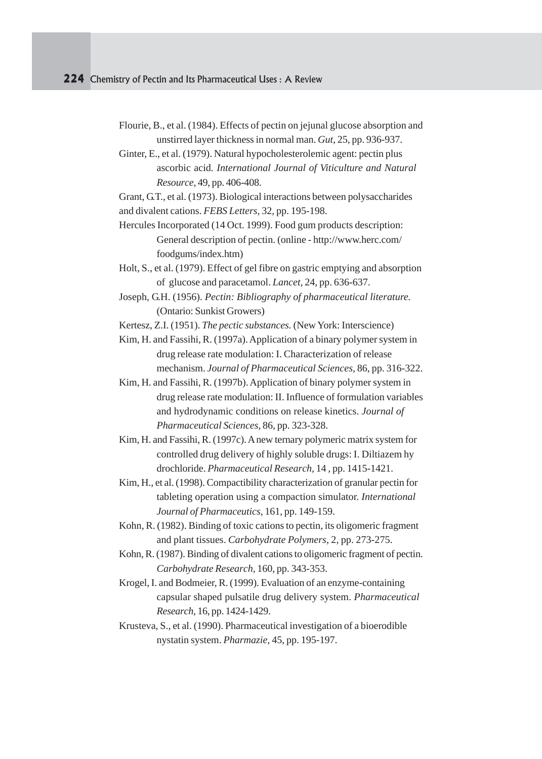Flourie, B., et al. (1984). Effects of pectin on jejunal glucose absorption and unstirred layer thickness in normal man. *Gut,* 25, pp. 936-937.

Ginter, E., et al. (1979). Natural hypocholesterolemic agent: pectin plus ascorbic acid. *International Journal of Viticulture and Natural Resource,* 49, pp. 406-408.

Grant, G.T., et al. (1973). Biological interactions between polysaccharides and divalent cations. *FEBS Letters,* 32, pp. 195-198.

Hercules Incorporated (14 Oct. 1999). Food gum products description: General description of pectin. (online - http://www.herc.com/foodgums/index.htm)

Holt, S., et al. (1979). Effect of gel fibre on gastric emptying and absorption of glucose and paracetamol. *Lancet,* 24, pp. 636-637.

Joseph, G.H. (1956). *Pectin: Bibliography of pharmaceutical literature.* (Ontario: Sunkist Growers)

Kertesz, Z.I. (1951). *The pectic substances.* (New York: Interscience)

Kim, H. and Fassihi, R. (1997a). Application of a binary polymer system in drug release rate modulation: I. Characterization of release mechanism. *Journal of Pharmaceutical Sciences,* 86, pp. 316-322.

Kim, H. and Fassihi, R. (1997b). Application of binary polymer system in drug release rate modulation: II. Influence of formulation variables and hydrodynamic conditions on release kinetics. *Journal of Pharmaceutical Sciences,* 86, pp. 323-328.

Kim, H. and Fassihi, R. (1997c). A new ternary polymeric matrix system for controlled drug delivery of highly soluble drugs: I. Diltiazem hy drochloride. *Pharmaceutical Research,* 14 , pp. 1415-1421.

Kim, H., et al. (1998). Compactibility characterization of granular pectin for tableting operation using a compaction simulator. *International Journal of Pharmaceutics,* 161, pp. 149-159.

Kohn, R. (1982). Binding of toxic cations to pectin, its oligomeric fragment and plant tissues. *Carbohydrate Polymers,* 2, pp. 273-275.

Kohn, R. (1987). Binding of divalent cations to oligomeric fragment of pectin. *Carbohydrate Research,* 160, pp. 343-353.

Krogel, I. and Bodmeier, R. (1999). Evaluation of an enzyme-containing capsular shaped pulsatile drug delivery system. *Pharmaceutical Research,* 16, pp. 1424-1429.

Krusteva, S., et al. (1990). Pharmaceutical investigation of a bioerodible nystatin system. *Pharmazie,* 45, pp. 195-197.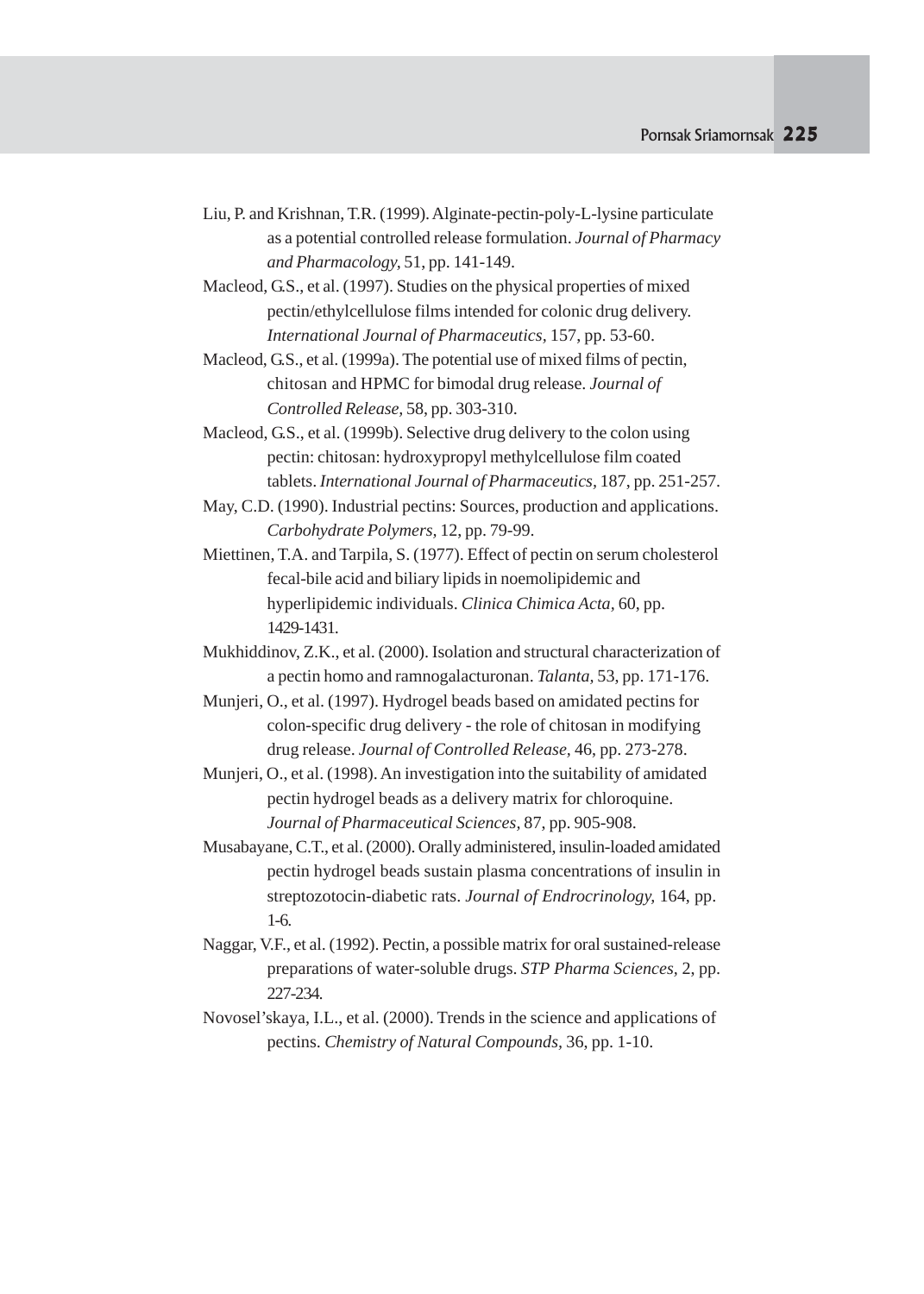Liu, P. and Krishnan, T.R. (1999). Alginate-pectin-poly-L-lysine particulate as a potential controlled release formulation. *Journal of Pharmacy and Pharmacology,* 51, pp. 141-149.

Macleod, G.S., et al. (1997). Studies on the physical properties of mixed pectin/ethylcellulose films intended for colonic drug delivery. *International Journal of Pharmaceutics,* 157, pp. 53-60.

Macleod, G.S., et al. (1999a). The potential use of mixed films of pectin, chitosan and HPMC for bimodal drug release. *Journal of Controlled Release,* 58, pp. 303-310.

Macleod, G.S., et al. (1999b). Selective drug delivery to the colon using pectin: chitosan: hydroxypropyl methylcellulose film coated tablets. *International Journal of Pharmaceutics,* 187, pp. 251-257.

May, C.D. (1990). Industrial pectins: Sources, production and applications. *Carbohydrate Polymers,* 12, pp. 79-99.

Miettinen, T.A. and Tarpila, S. (1977). Effect of pectin on serum cholesterol fecal-bile acid and biliary lipids in noemolipidemic and hyperlipidemic individuals. *Clinica Chimica Acta,* 60, pp. 1429-1431.

Mukhiddinov, Z.K., et al. (2000). Isolation and structural characterization of a pectin homo and ramnogalacturonan. *Talanta,* 53, pp. 171-176.

Munjeri, O., et al. (1997). Hydrogel beads based on amidated pectins for colon-specific drug delivery - the role of chitosan in modifying drug release. *Journal of Controlled Release,* 46, pp. 273-278.

Munjeri, O., et al. (1998). An investigation into the suitability of amidated pectin hydrogel beads as a delivery matrix for chloroquine. *Journal of Pharmaceutical Sciences,* 87, pp. 905-908.

Musabayane, C.T., et al. (2000). Orally administered, insulin-loaded amidated pectin hydrogel beads sustain plasma concentrations of insulin in streptozotocin-diabetic rats. *Journal of Endrocrinology,* 164, pp. 1-6.

Naggar, V.F., et al. (1992). Pectin, a possible matrix for oral sustained-release preparations of water-soluble drugs. *STP Pharma Sciences,* 2, pp. 227-234.

Novosel'skaya, I.L., et al. (2000). Trends in the science and applications of pectins. *Chemistry of Natural Compounds,* 36, pp. 1-10.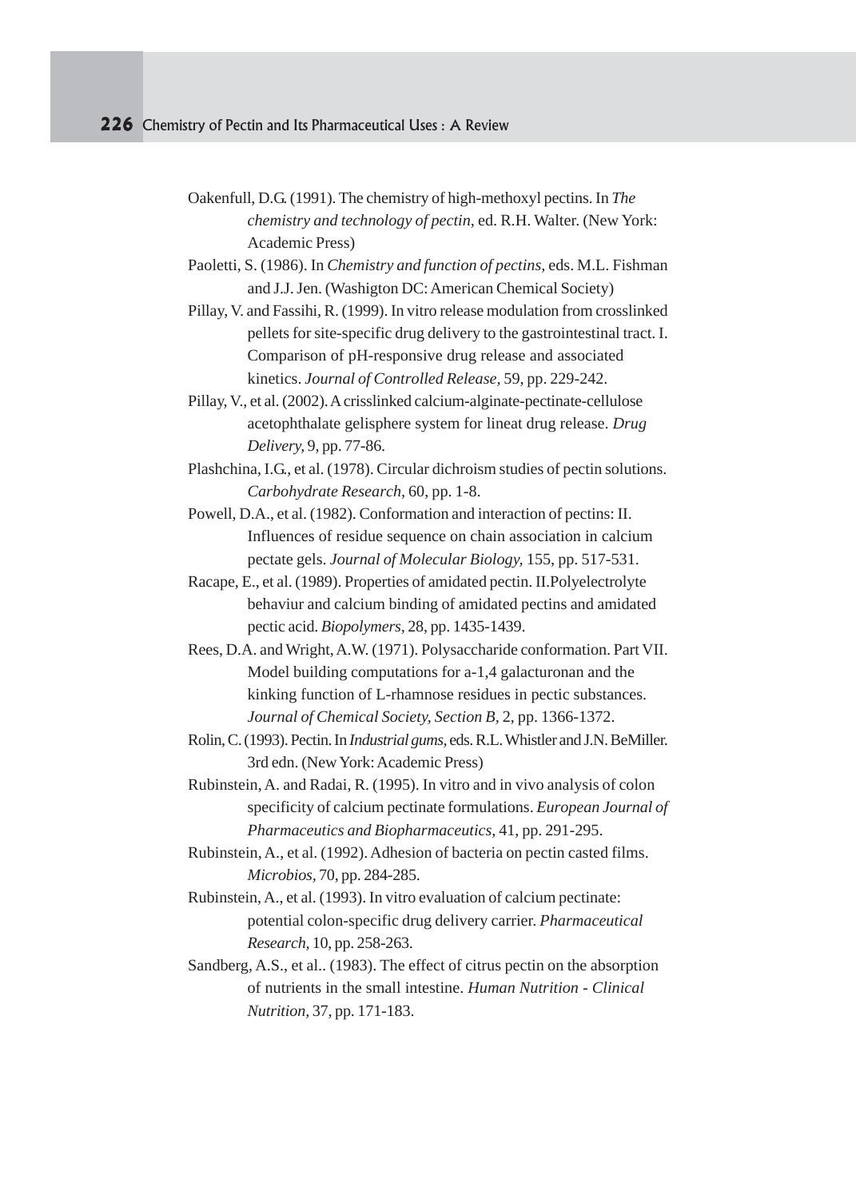Oakenfull, D.G. (1991). The chemistry of high-methoxyl pectins. In *The chemistry and technology of pectin,* ed. R.H. Walter. (New York: Academic Press)

Paoletti, S. (1986). In *Chemistry and function of pectins,* eds. M.L. Fishman and J.J. Jen. (Washigton DC: American Chemical Society)

Pillay, V. and Fassihi, R. (1999). In vitro release modulation from crosslinked pellets for site-specific drug delivery to the gastrointestinal tract. I. Comparison of pH-responsive drug release and associated kinetics. *Journal of Controlled Release,* 59, pp. 229-242.

Pillay, V., et al. (2002). A crisslinked calcium-alginate-pectinate-cellulose acetophthalate gelisphere system for lineat drug release. *Drug Delivery,* 9, pp. 77-86.

Plashchina, I.G., et al. (1978). Circular dichroism studies of pectin solutions. *Carbohydrate Research,* 60, pp. 1-8.

Powell, D.A., et al. (1982). Conformation and interaction of pectins: II. Influences of residue sequence on chain association in calcium pectate gels. *Journal of Molecular Biology,* 155, pp. 517-531.

Racape, E., et al. (1989). Properties of amidated pectin. II.Polyelectrolyte behaviur and calcium binding of amidated pectins and amidated pectic acid. *Biopolymers,* 28, pp. 1435-1439.

Rees, D.A. and Wright, A.W. (1971). Polysaccharide conformation. Part VII. Model building computations for a-1,4 galacturonan and the kinking function of L-rhamnose residues in pectic substances. *Journal of Chemical Society, Section B,* 2, pp. 1366-1372.

Rolin, C. (1993). Pectin. In *Industrial gums,* eds. R.L. Whistler and J.N. BeMiller. 3rd edn. (New York: Academic Press)

Rubinstein, A. and Radai, R. (1995). In vitro and in vivo analysis of colon specificity of calcium pectinate formulations. *European Journal of Pharmaceutics and Biopharmaceutics,* 41, pp. 291-295.

Rubinstein, A., et al. (1992). Adhesion of bacteria on pectin casted films. *Microbios,* 70, pp. 284-285.

Rubinstein, A., et al. (1993). In vitro evaluation of calcium pectinate: potential colon-specific drug delivery carrier. *Pharmaceutical Research,* 10, pp. 258-263.

Sandberg, A.S., et al.. (1983). The effect of citrus pectin on the absorption of nutrients in the small intestine. *Human Nutrition - Clinical Nutrition,* 37, pp. 171-183.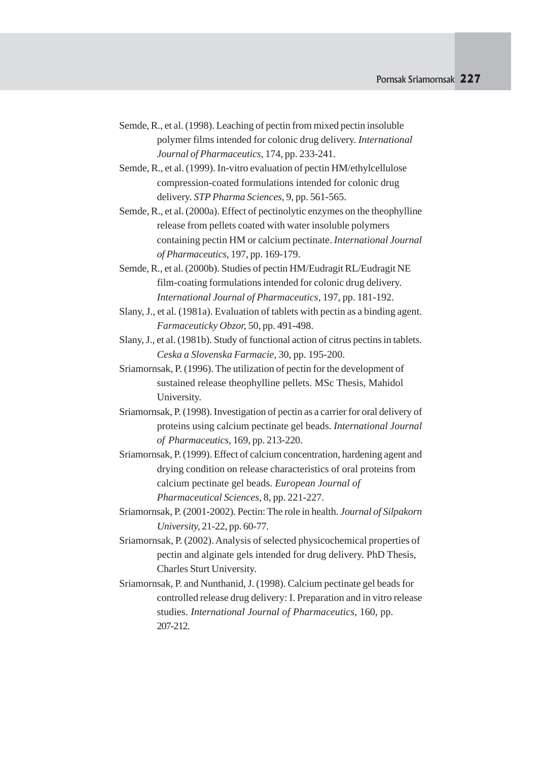Semde, R., et al. (1998). Leaching of pectin from mixed pectin insoluble polymer films intended for colonic drug delivery. *International Journal of Pharmaceutics,* 174, pp. 233-241.

Semde, R., et al. (1999). In-vitro evaluation of pectin HM/ethylcellulose compression-coated formulations intended for colonic drug delivery. *STP Pharma Sciences,* 9, pp. 561-565.

Semde, R., et al. (2000a). Effect of pectinolytic enzymes on the theophylline release from pellets coated with water insoluble polymers containing pectin HM or calcium pectinate. *International Journal of Pharmaceutics,* 197, pp. 169-179.

Semde, R., et al. (2000b). Studies of pectin HM/Eudragit RL/Eudragit NE film-coating formulations intended for colonic drug delivery. *International Journal of Pharmaceutics,* 197, pp. 181-192.

Slany, J., et al. (1981a). Evaluation of tablets with pectin as a binding agent. *Farmaceuticky Obzor,* 50, pp. 491-498.

Slany, J., et al. (1981b). Study of functional action of citrus pectins in tablets. *Ceska a Slovenska Farmacie,* 30, pp. 195-200.

Sriamornsak, P. (1996). The utilization of pectin for the development of sustained release theophylline pellets. MSc Thesis, Mahidol University.

Sriamornsak, P. (1998). Investigation of pectin as a carrier for oral delivery of proteins using calcium pectinate gel beads. *International Journal of Pharmaceutics,* 169, pp. 213-220.

Sriamornsak, P. (1999). Effect of calcium concentration, hardening agent and drying condition on release characteristics of oral proteins from calcium pectinate gel beads. *European Journal of Pharmaceutical Sciences,* 8, pp. 221-227.

Sriamornsak, P. (2001-2002). Pectin: The role in health. *Journal of Silpakorn University,* 21-22, pp. 60-77.

Sriamornsak, P. (2002). Analysis of selected physicochemical properties of pectin and alginate gels intended for drug delivery. PhD Thesis, Charles Sturt University.

Sriamornsak, P. and Nunthanid, J. (1998). Calcium pectinate gel beads for controlled release drug delivery: I. Preparation and in vitro release studies. *International Journal of Pharmaceutics,* 160, pp. 207-212.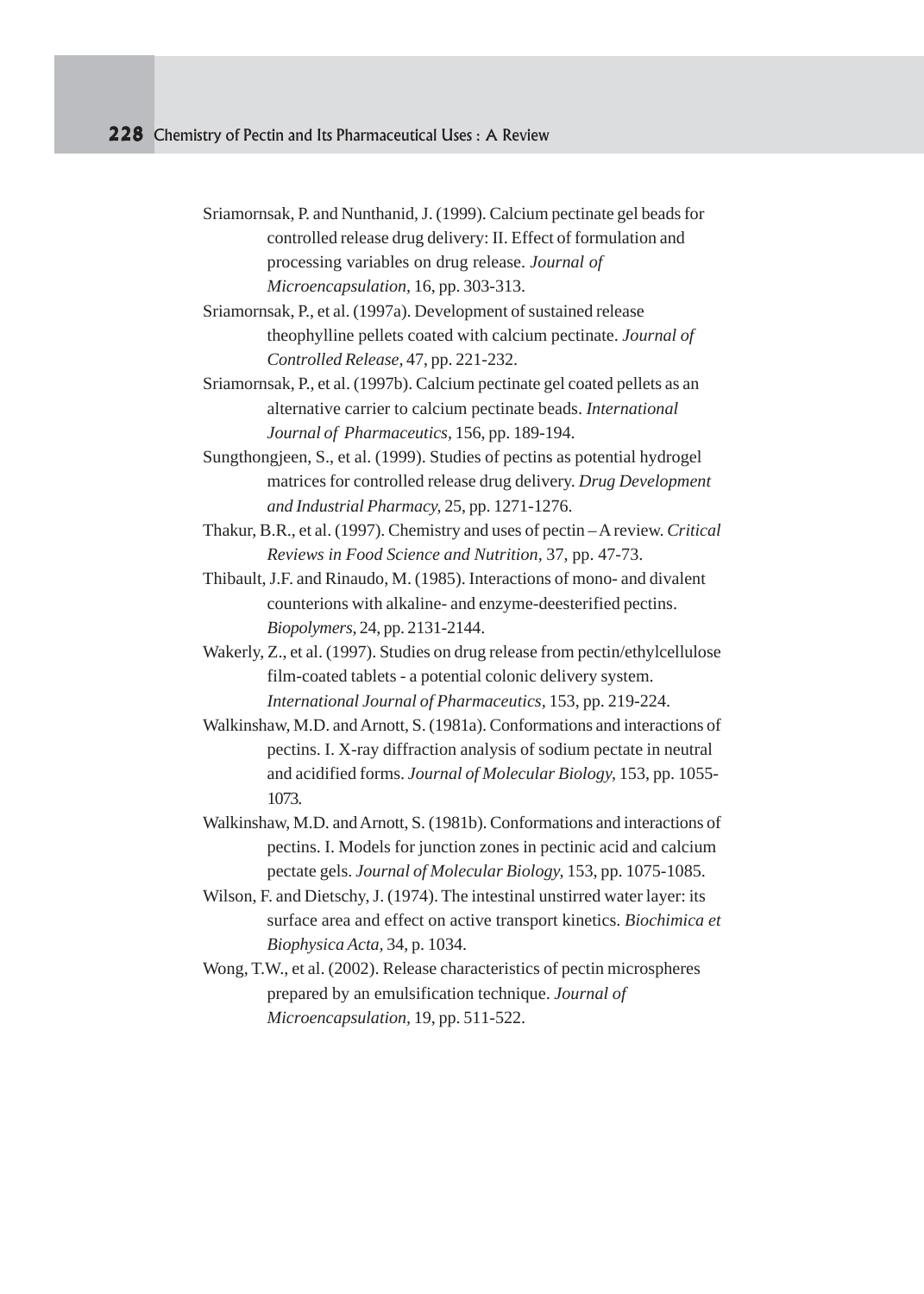Sriamornsak, P. and Nunthanid, J. (1999). Calcium pectinate gel beads for controlled release drug delivery: II. Effect of formulation and processing variables on drug release. *Journal of Microencapsulation*, 16, pp. 303-313.

Sriamornsak, P., et al. (1997a). Development of sustained release theophylline pellets coated with calcium pectinate. *Journal of Controlled Release,* 47, pp. 221-232.

Sriamornsak, P., et al. (1997b). Calcium pectinate gel coated pellets as an alternative carrier to calcium pectinate beads. *International Journal of Pharmaceutics,* 156, pp. 189-194.

Sungthongjeen, S., et al. (1999). Studies of pectins as potential hydrogel matrices for controlled release drug delivery. *Drug Development and Industrial Pharmacy,* 25, pp. 1271-1276.

Thakur, B.R., et al. (1997). Chemistry and uses of pectin – A review. *Critical Reviews in Food Science and Nutrition,* 37, pp. 47-73.

Thibault, J.F. and Rinaudo, M. (1985). Interactions of mono- and divalent counterions with alkaline- and enzyme-deesterified pectins. *Biopolymers,* 24, pp. 2131-2144.

Wakerly, Z., et al. (1997). Studies on drug release from pectin/ethylcellulose film-coated tablets - a potential colonic delivery system. *International Journal of Pharmaceutics,* 153, pp. 219-224.

Walkinshaw, M.D. and Arnott, S. (1981a). Conformations and interactions of pectins. I. X-ray diffraction analysis of sodium pectate in neutral and acidified forms. *Journal of Molecular Biology,* 153, pp. 1055-1073.

Walkinshaw, M.D. and Arnott, S. (1981b). Conformations and interactions of pectins. I. Models for junction zones in pectinic acid and calcium pectate gels. *Journal of Molecular Biology,* 153, pp. 1075-1085.

Wilson, F. and Dietschy, J. (1974). The intestinal unstirred water layer: its surface area and effect on active transport kinetics. *Biochimica et Biophysica Acta,* 34, p. 1034.

Wong, T.W., et al. (2002). Release characteristics of pectin microspheres prepared by an emulsification technique. *Journal of Microencapsulation,* 19, pp. 511-522.